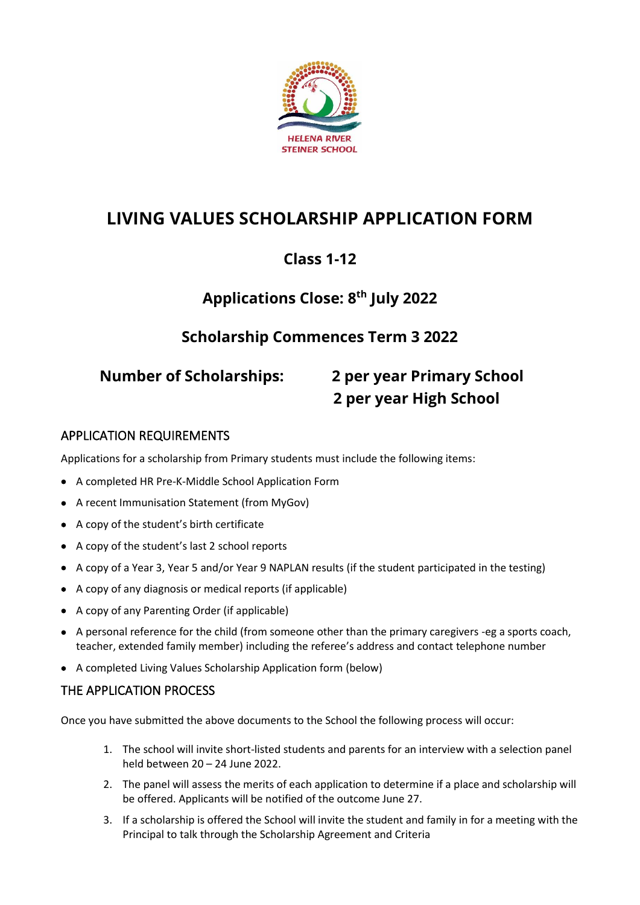HELENA RIVER STEINER SCHOOL

# LIVING VALUES SCHOLARSHIP APPLICATION FORM

## Class 1-12

## Applications Close: 8th July 2022

## Scholarship Commences Term 3 2022

**Number of Scholarships:** **2 per year Primary School**
**2 per year High School**

### APPLICATION REQUIREMENTS

Applications for a scholarship from Primary students must include the following items:

- A completed HR Pre-K-Middle School Application Form
- A recent Immunisation Statement (from MyGov)
- A copy of the student's birth certificate
- A copy of the student's last 2 school reports
- A copy of a Year 3, Year 5 and/or Year 9 NAPLAN results (if the student participated in the testing)
- A copy of any diagnosis or medical reports (if applicable)
- A copy of any Parenting Order (if applicable)
- A personal reference for the child (from someone other than the primary caregivers -eg a sports coach, teacher, extended family member) including the referee's address and contact telephone number
- A completed Living Values Scholarship Application form (below)

### THE APPLICATION PROCESS

Once you have submitted the above documents to the School the following process will occur:

1. The school will invite short-listed students and parents for an interview with a selection panel held between 20 – 24 June 2022.
2. The panel will assess the merits of each application to determine if a place and scholarship will be offered. Applicants will be notified of the outcome June 27.
3. If a scholarship is offered the School will invite the student and family in for a meeting with the Principal to talk through the Scholarship Agreement and Criteria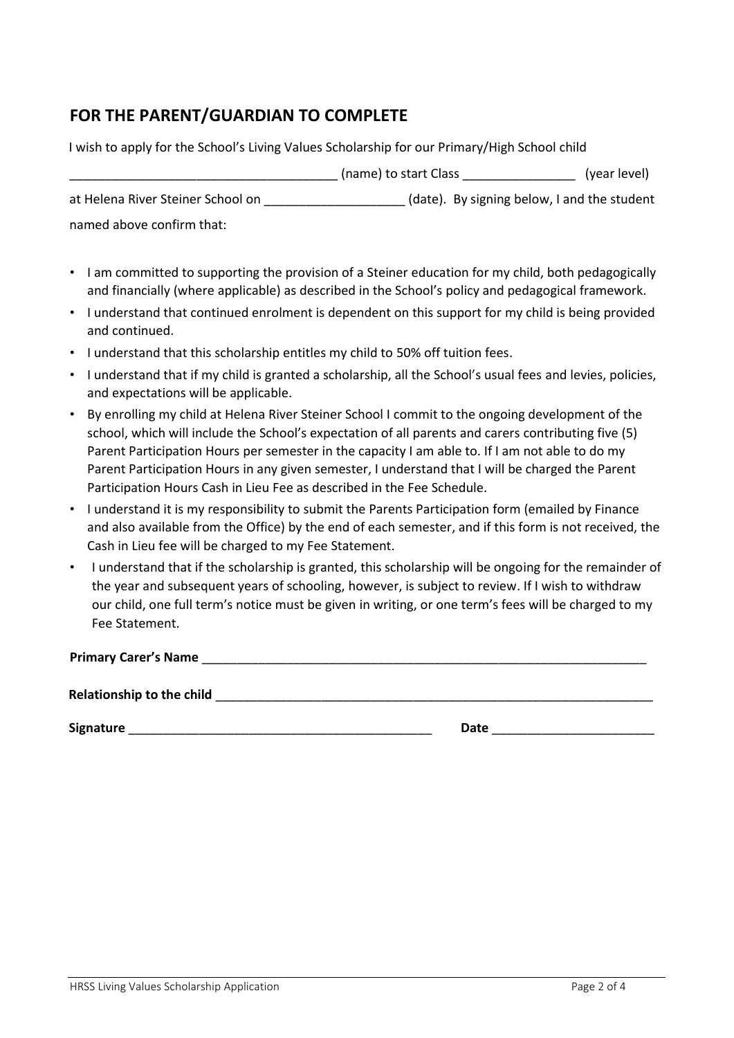## FOR THE PARENT/GUARDIAN TO COMPLETE

I wish to apply for the School's Living Values Scholarship for our Primary/High School child

_____________________________________ (name) to start Class ________________ (year level)

at Helena River Steiner School on ____________________ (date). By signing below, I and the student named above confirm that:

- I am committed to supporting the provision of a Steiner education for my child, both pedagogically and financially (where applicable) as described in the School's policy and pedagogical framework.
- I understand that continued enrolment is dependent on this support for my child is being provided and continued.
- I understand that this scholarship entitles my child to 50% off tuition fees.
- I understand that if my child is granted a scholarship, all the School's usual fees and levies, policies, and expectations will be applicable.
- By enrolling my child at Helena River Steiner School I commit to the ongoing development of the school, which will include the School's expectation of all parents and carers contributing five (5) Parent Participation Hours per semester in the capacity I am able to. If I am not able to do my Parent Participation Hours in any given semester, I understand that I will be charged the Parent Participation Hours Cash in Lieu Fee as described in the Fee Schedule.
- I understand it is my responsibility to submit the Parents Participation form (emailed by Finance and also available from the Office) by the end of each semester, and if this form is not received, the Cash in Lieu fee will be charged to my Fee Statement.
- I understand that if the scholarship is granted, this scholarship will be ongoing for the remainder of the year and subsequent years of schooling, however, is subject to review. If I wish to withdraw our child, one full term's notice must be given in writing, or one term's fees will be charged to my Fee Statement.

**Primary Carer's Name** _________________________________________________________________

**Relationship to the child** _______________________________________________________________

**Signature** ____________________________________________ **Date** _______________________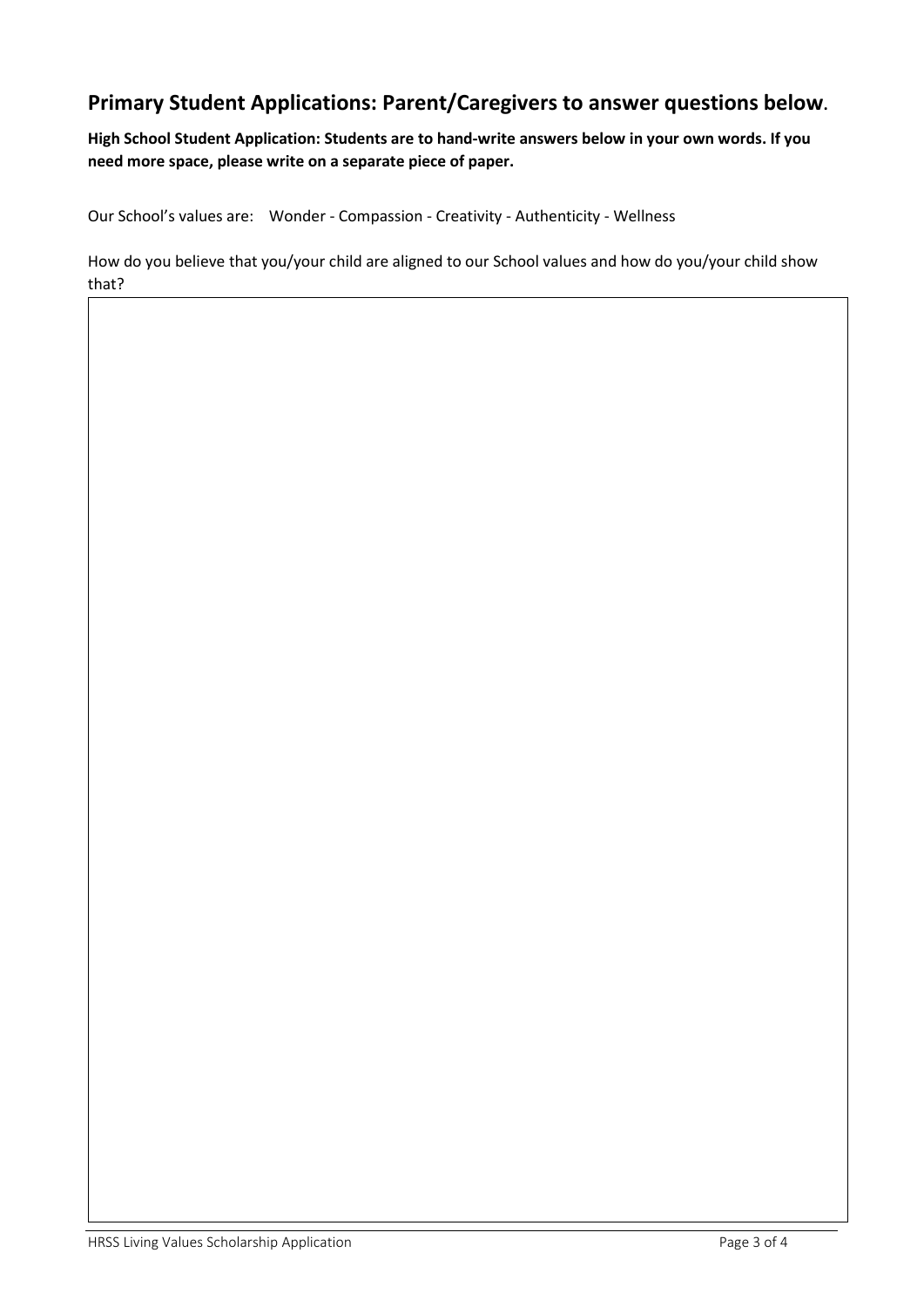## Primary Student Applications: Parent/Caregivers to answer questions below.

**High School Student Application: Students are to hand-write answers below in your own words. If you need more space, please write on a separate piece of paper.**

Our School's values are: Wonder - Compassion - Creativity - Authenticity - Wellness

How do you believe that you/your child are aligned to our School values and how do you/your child show that?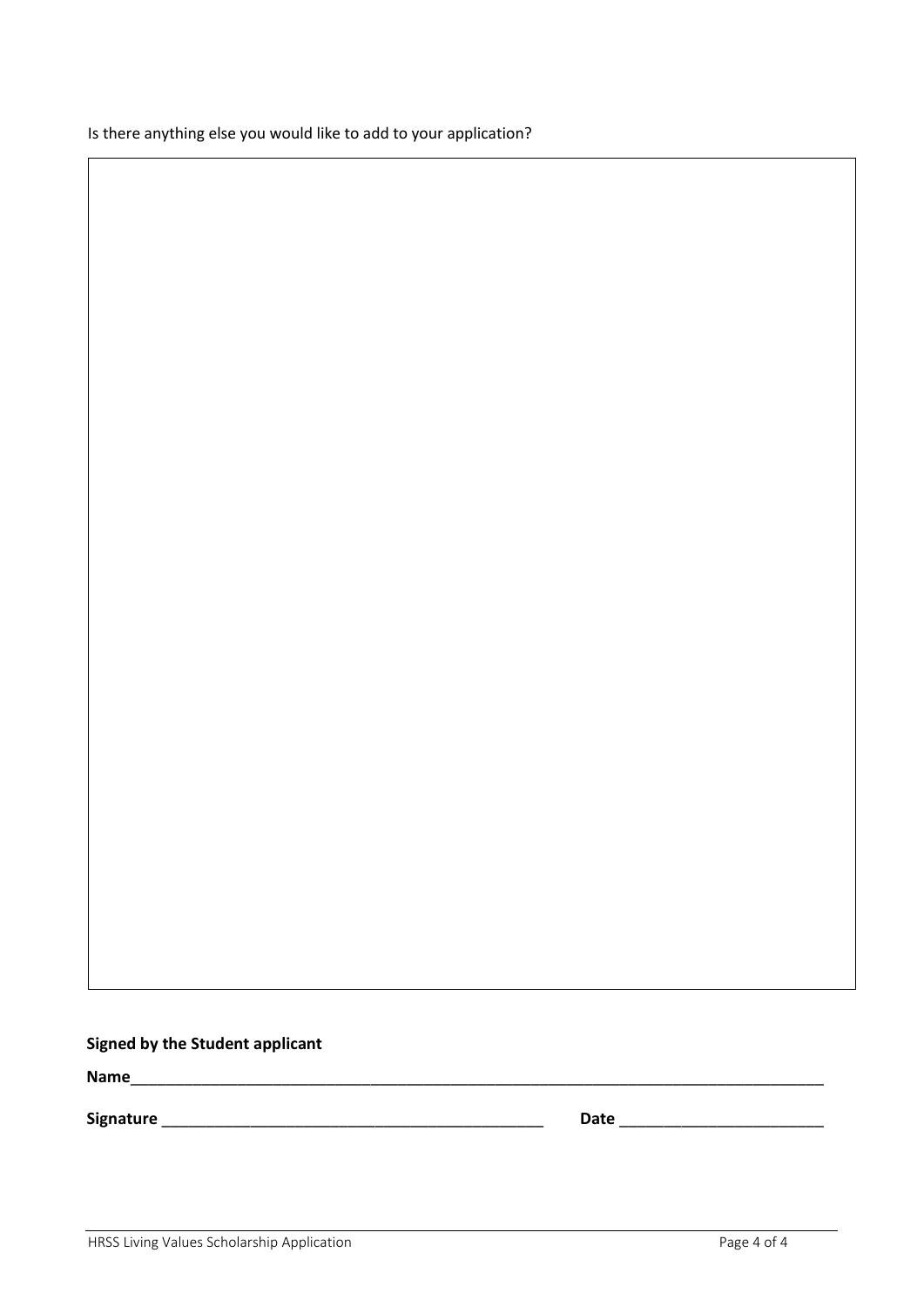Is there anything else you would like to add to your application?

**Signed by the Student applicant**

**Name**\_\_\_\_\_\_\_\_\_\_\_\_\_\_\_\_\_\_\_\_\_\_\_\_\_\_\_\_\_\_\_\_\_\_\_\_\_\_\_\_\_\_\_\_\_\_\_\_\_\_\_\_\_\_\_\_\_\_\_\_\_\_\_\_\_\_\_\_\_\_\_\_\_\_\_\_

**Signature** \_\_\_\_\_\_\_\_\_\_\_\_\_\_\_\_\_\_\_\_\_\_\_\_\_\_\_\_\_\_\_\_\_\_\_\_\_\_\_\_\_\_\_\_ **Date** \_\_\_\_\_\_\_\_\_\_\_\_\_\_\_\_\_\_\_\_\_\_\_\_